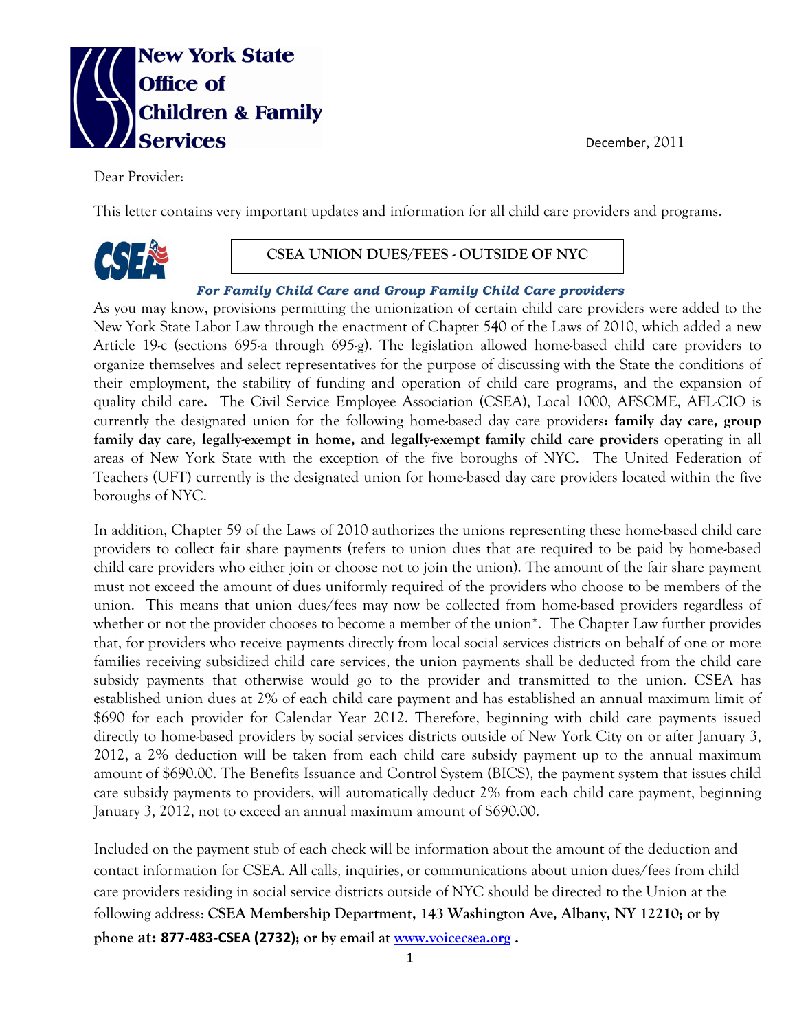**New York State Office of Children & Family Services**

December, 2011

Dear Provider:

This letter contains very important updates and information for all child care providers and programs.

## CSEA UNION DUES/FEES - OUTSIDE OF NYC

***For Family Child Care and Group Family Child Care providers***

As you may know, provisions permitting the unionization of certain child care providers were added to the New York State Labor Law through the enactment of Chapter 540 of the Laws of 2010, which added a new Article 19-c (sections 695-a through 695-g). The legislation allowed home-based child care providers to organize themselves and select representatives for the purpose of discussing with the State the conditions of their employment, the stability of funding and operation of child care programs, and the expansion of quality child care**.** The Civil Service Employee Association (CSEA), Local 1000, AFSCME, AFL-CIO is currently the designated union for the following home-based day care providers**: family day care, group family day care, legally-exempt in home, and legally-exempt family child care providers** operating in all areas of New York State with the exception of the five boroughs of NYC. The United Federation of Teachers (UFT) currently is the designated union for home-based day care providers located within the five boroughs of NYC.

In addition, Chapter 59 of the Laws of 2010 authorizes the unions representing these home-based child care providers to collect fair share payments (refers to union dues that are required to be paid by home-based child care providers who either join or choose not to join the union). The amount of the fair share payment must not exceed the amount of dues uniformly required of the providers who choose to be members of the union. This means that union dues/fees may now be collected from home-based providers regardless of whether or not the provider chooses to become a member of the union*. The Chapter Law further provides that, for providers who receive payments directly from local social services districts on behalf of one or more families receiving subsidized child care services, the union payments shall be deducted from the child care subsidy payments that otherwise would go to the provider and transmitted to the union. CSEA has established union dues at 2% of each child care payment and has established an annual maximum limit of $690 for each provider for Calendar Year 2012. Therefore, beginning with child care payments issued directly to home-based providers by social services districts outside of New York City on or after January 3, 2012, a 2% deduction will be taken from each child care subsidy payment up to the annual maximum amount of $690.00. The Benefits Issuance and Control System (BICS), the payment system that issues child care subsidy payments to providers, will automatically deduct 2% from each child care payment, beginning January 3, 2012, not to exceed an annual maximum amount of $690.00.

Included on the payment stub of each check will be information about the amount of the deduction and contact information for CSEA. All calls, inquiries, or communications about union dues/fees from child care providers residing in social service districts outside of NYC should be directed to the Union at the following address: **CSEA Membership Department, 143 Washington Ave, Albany, NY 12210; or by phone at: 877-483-CSEA (2732); or by email at [www.voicecsea.org](www.voicecsea.org) .**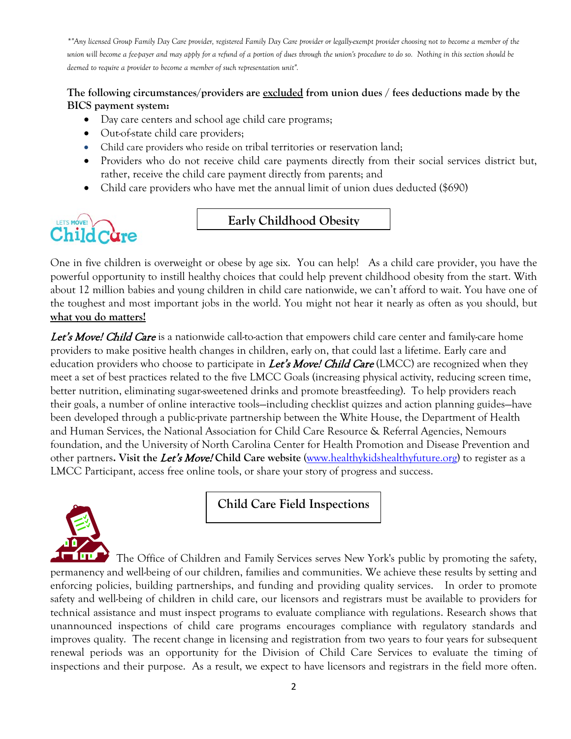*"Any licensed Group Family Day Care provider, registered Family Day Care provider or legally-exempt provider choosing not to become a member of the union will become a fee-payer and may apply for a refund of a portion of dues through the union's procedure to do so. Nothing in this section should be deemed to require a provider to become a member of such representation unit".*

**The following circumstances/providers are excluded from union dues / fees deductions made by the BICS payment system:**

- Day care centers and school age child care programs;
- Out-of-state child care providers;
- Child care providers who reside on tribal territories or reservation land;
- Providers who do not receive child care payments directly from their social services district but, rather, receive the child care payment directly from parents; and
- Child care providers who have met the annual limit of union dues deducted ($690)

## Early Childhood Obesity

One in five children is overweight or obese by age six. You can help! As a child care provider, you have the powerful opportunity to instill healthy choices that could help prevent childhood obesity from the start. With about 12 million babies and young children in child care nationwide, we can't afford to wait. You have one of the toughest and most important jobs in the world. You might not hear it nearly as often as you should, but **what you do matters!**

***Let's Move! Child Care*** is a nationwide call-to-action that empowers child care center and family-care home providers to make positive health changes in children, early on, that could last a lifetime. Early care and education providers who choose to participate in ***Let's Move! Child Care*** (LMCC) are recognized when they meet a set of best practices related to the five LMCC Goals (increasing physical activity, reducing screen time, better nutrition, eliminating sugar-sweetened drinks and promote breastfeeding). To help providers reach their goals, a number of online interactive tools—including checklist quizzes and action planning guides—have been developed through a public-private partnership between the White House, the Department of Health and Human Services, the National Association for Child Care Resource & Referral Agencies, Nemours foundation, and the University of North Carolina Center for Health Promotion and Disease Prevention and other partners**. Visit the *Let's Move!* Child Care website** (www.healthykidshealthyfuture.org) to register as a LMCC Participant, access free online tools, or share your story of progress and success.

## Child Care Field Inspections

The Office of Children and Family Services serves New York's public by promoting the safety, permanency and well-being of our children, families and communities. We achieve these results by setting and enforcing policies, building partnerships, and funding and providing quality services. In order to promote safety and well-being of children in child care, our licensors and registrars must be available to providers for technical assistance and must inspect programs to evaluate compliance with regulations. Research shows that unannounced inspections of child care programs encourages compliance with regulatory standards and improves quality. The recent change in licensing and registration from two years to four years for subsequent renewal periods was an opportunity for the Division of Child Care Services to evaluate the timing of inspections and their purpose. As a result, we expect to have licensors and registrars in the field more often.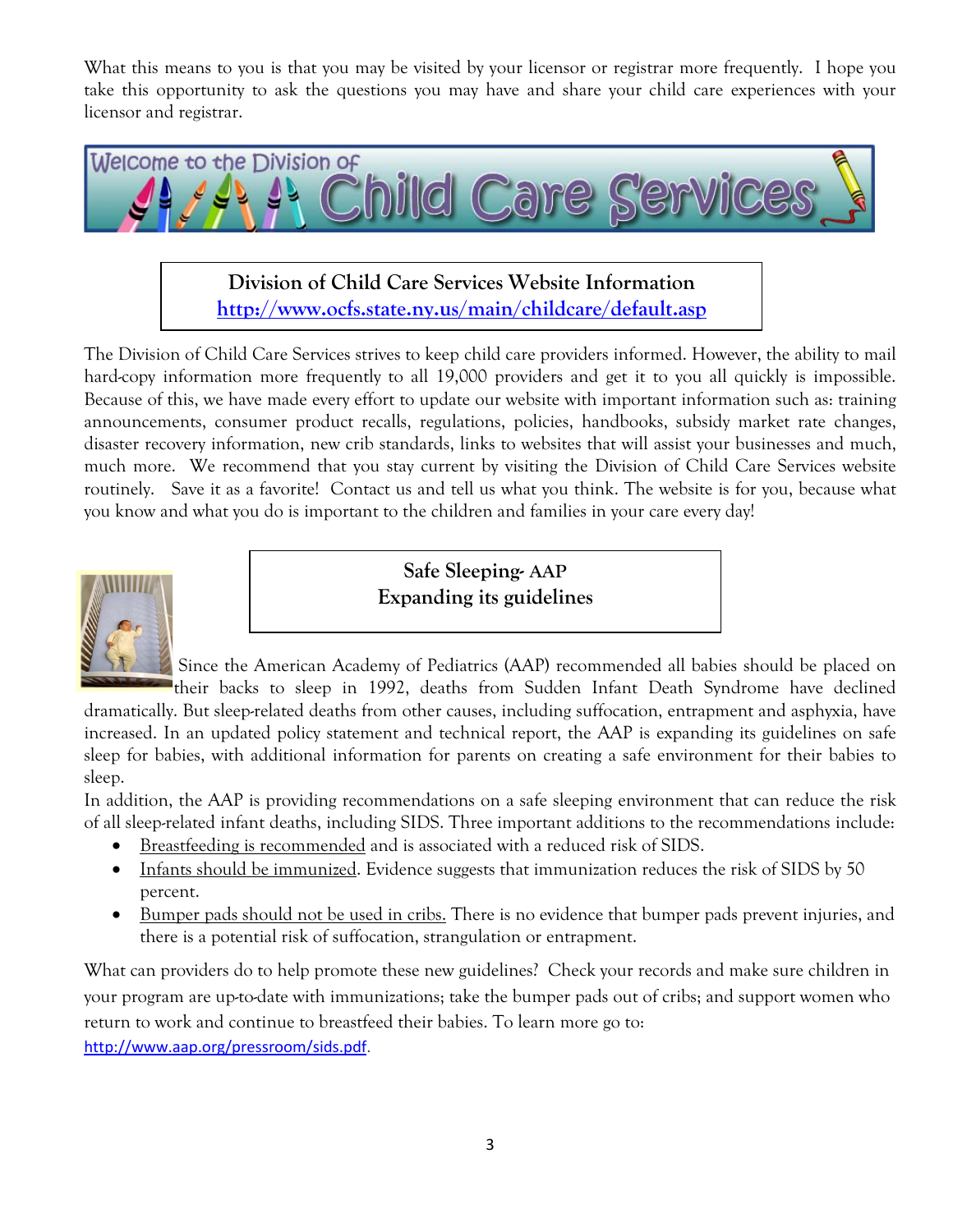What this means to you is that you may be visited by your licensor or registrar more frequently. I hope you take this opportunity to ask the questions you may have and share your child care experiences with your licensor and registrar.

# Welcome to the Division of Child Care Services

**Division of Child Care Services Website Information**
**http://www.ocfs.state.ny.us/main/childcare/default.asp**

The Division of Child Care Services strives to keep child care providers informed. However, the ability to mail hard-copy information more frequently to all 19,000 providers and get it to you all quickly is impossible. Because of this, we have made every effort to update our website with important information such as: training announcements, consumer product recalls, regulations, policies, handbooks, subsidy market rate changes, disaster recovery information, new crib standards, links to websites that will assist your businesses and much, much more. We recommend that you stay current by visiting the Division of Child Care Services website routinely. Save it as a favorite! Contact us and tell us what you think. The website is for you, because what you know and what you do is important to the children and families in your care every day!

## Safe Sleeping- AAP Expanding its guidelines

Since the American Academy of Pediatrics (AAP) recommended all babies should be placed on their backs to sleep in 1992, deaths from Sudden Infant Death Syndrome have declined dramatically. But sleep-related deaths from other causes, including suffocation, entrapment and asphyxia, have increased. In an updated policy statement and technical report, the AAP is expanding its guidelines on safe sleep for babies, with additional information for parents on creating a safe environment for their babies to sleep.

In addition, the AAP is providing recommendations on a safe sleeping environment that can reduce the risk of all sleep-related infant deaths, including SIDS. Three important additions to the recommendations include:

- Breastfeeding is recommended and is associated with a reduced risk of SIDS.
- Infants should be immunized. Evidence suggests that immunization reduces the risk of SIDS by 50 percent.
- Bumper pads should not be used in cribs. There is no evidence that bumper pads prevent injuries, and there is a potential risk of suffocation, strangulation or entrapment.

What can providers do to help promote these new guidelines? Check your records and make sure children in your program are up-to-date with immunizations; take the bumper pads out of cribs; and support women who return to work and continue to breastfeed their babies. To learn more go to: http://www.aap.org/pressroom/sids.pdf.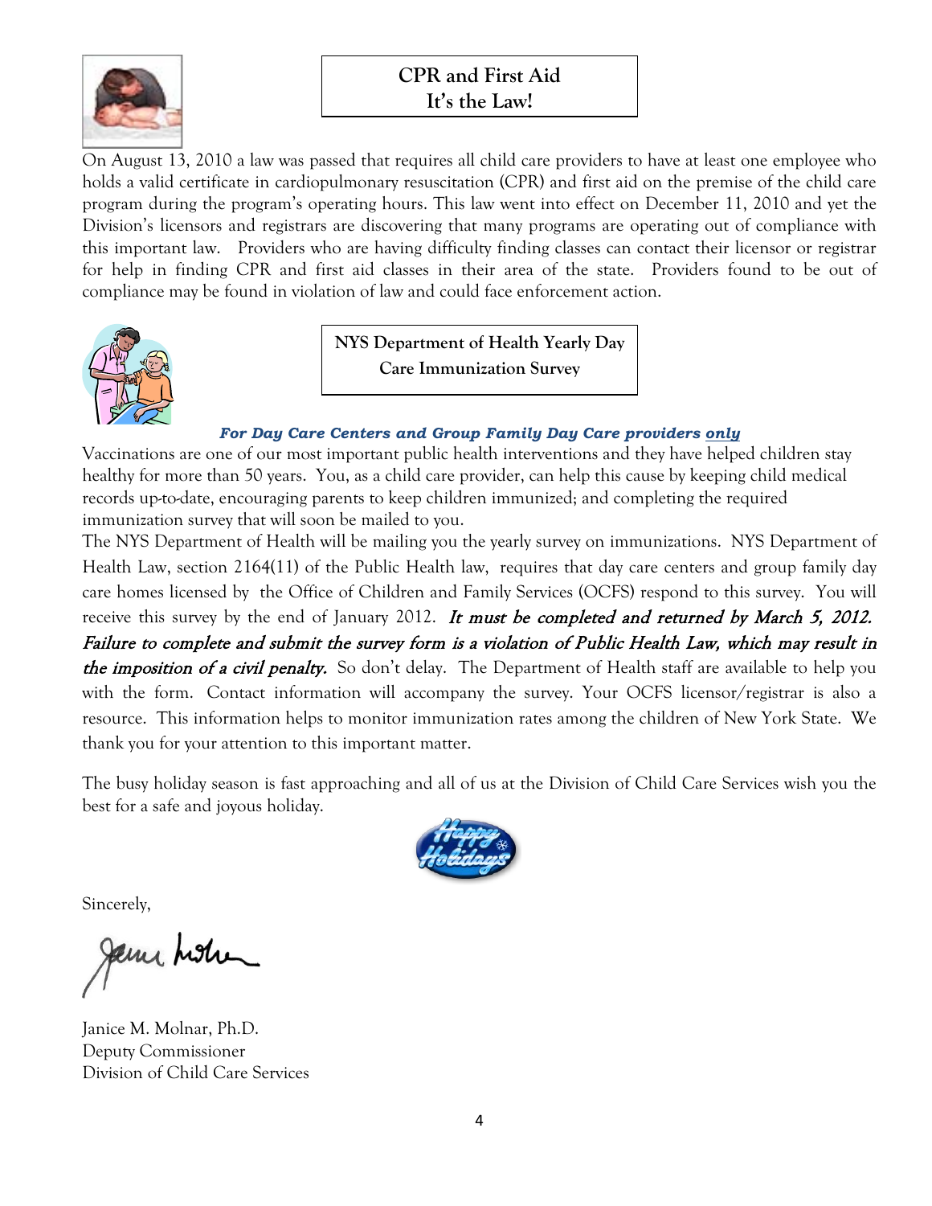## CPR and First Aid It's the Law!

On August 13, 2010 a law was passed that requires all child care providers to have at least one employee who holds a valid certificate in cardiopulmonary resuscitation (CPR) and first aid on the premise of the child care program during the program's operating hours. This law went into effect on December 11, 2010 and yet the Division's licensors and registrars are discovering that many programs are operating out of compliance with this important law. Providers who are having difficulty finding classes can contact their licensor or registrar for help in finding CPR and first aid classes in their area of the state. Providers found to be out of compliance may be found in violation of law and could face enforcement action.

## NYS Department of Health Yearly Day Care Immunization Survey

***For Day Care Centers and Group Family Day Care providers only***

Vaccinations are one of our most important public health interventions and they have helped children stay healthy for more than 50 years. You, as a child care provider, can help this cause by keeping child medical records up-to-date, encouraging parents to keep children immunized; and completing the required immunization survey that will soon be mailed to you.

The NYS Department of Health will be mailing you the yearly survey on immunizations. NYS Department of Health Law, section 2164(11) of the Public Health law, requires that day care centers and group family day care homes licensed by the Office of Children and Family Services (OCFS) respond to this survey. You will receive this survey by the end of January 2012. ***It must be completed and returned by March 5, 2012. Failure to complete and submit the survey form is a violation of Public Health Law, which may result in the imposition of a civil penalty.*** So don't delay. The Department of Health staff are available to help you with the form. Contact information will accompany the survey. Your OCFS licensor/registrar is also a resource. This information helps to monitor immunization rates among the children of New York State. We thank you for your attention to this important matter.

The busy holiday season is fast approaching and all of us at the Division of Child Care Services wish you the best for a safe and joyous holiday.

Sincerely,

Janice M. Molnar, Ph.D.
Deputy Commissioner
Division of Child Care Services